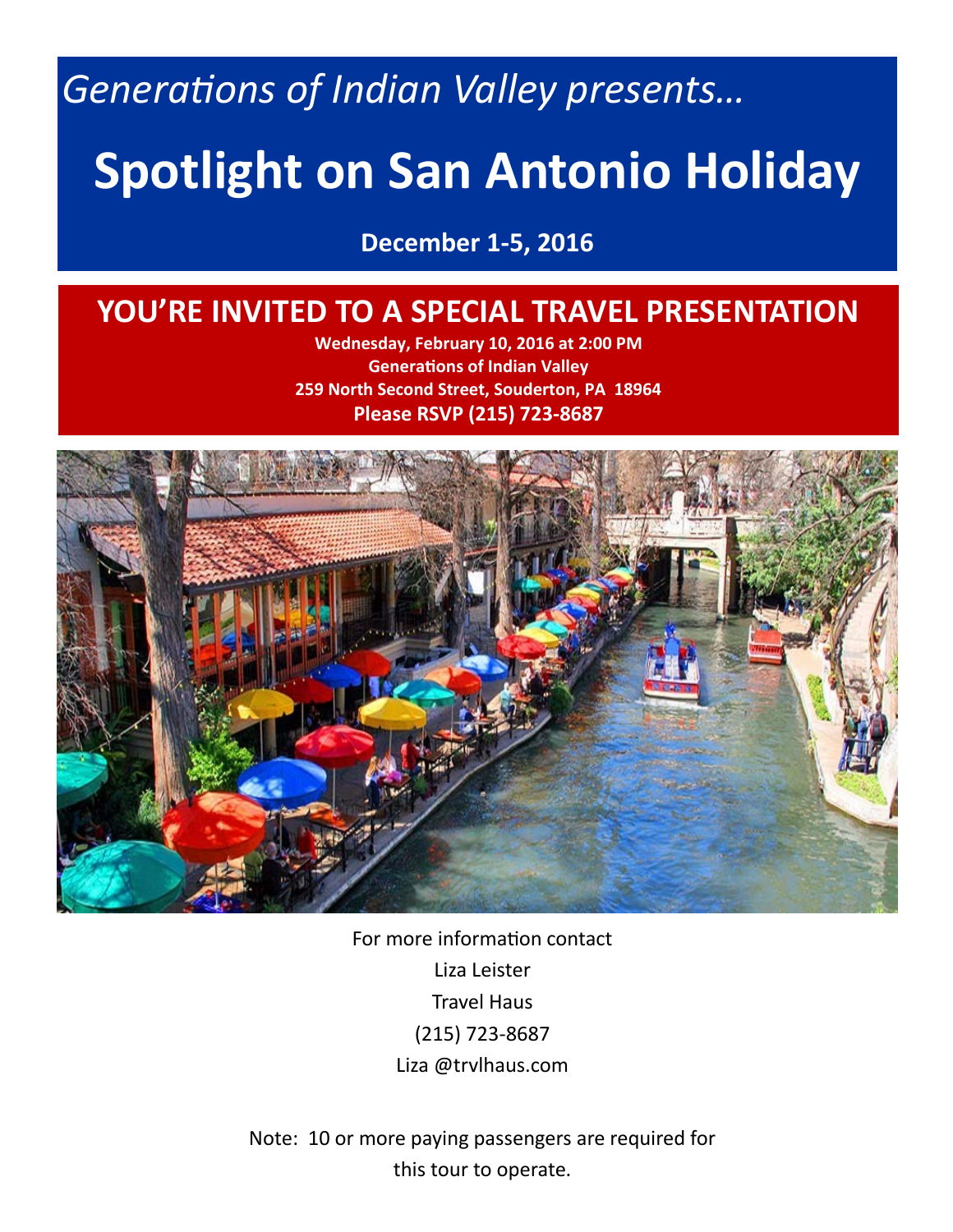*Generations of Indian Valley presents…*

# Spotlight on San Antonio Holiday

**December 1-5, 2016**

## YOU'RE INVITED TO A SPECIAL TRAVEL PRESENTATION

**Wednesday, February 10, 2016 at 2:00 PM**
**Generations of Indian Valley**
**259 North Second Street, Souderton, PA 18964**
**Please RSVP (215) 723-8687**

For more information contact
Liza Leister
Travel Haus
(215) 723-8687
Liza @trvlhaus.com

Note: 10 or more paying passengers are required for this tour to operate.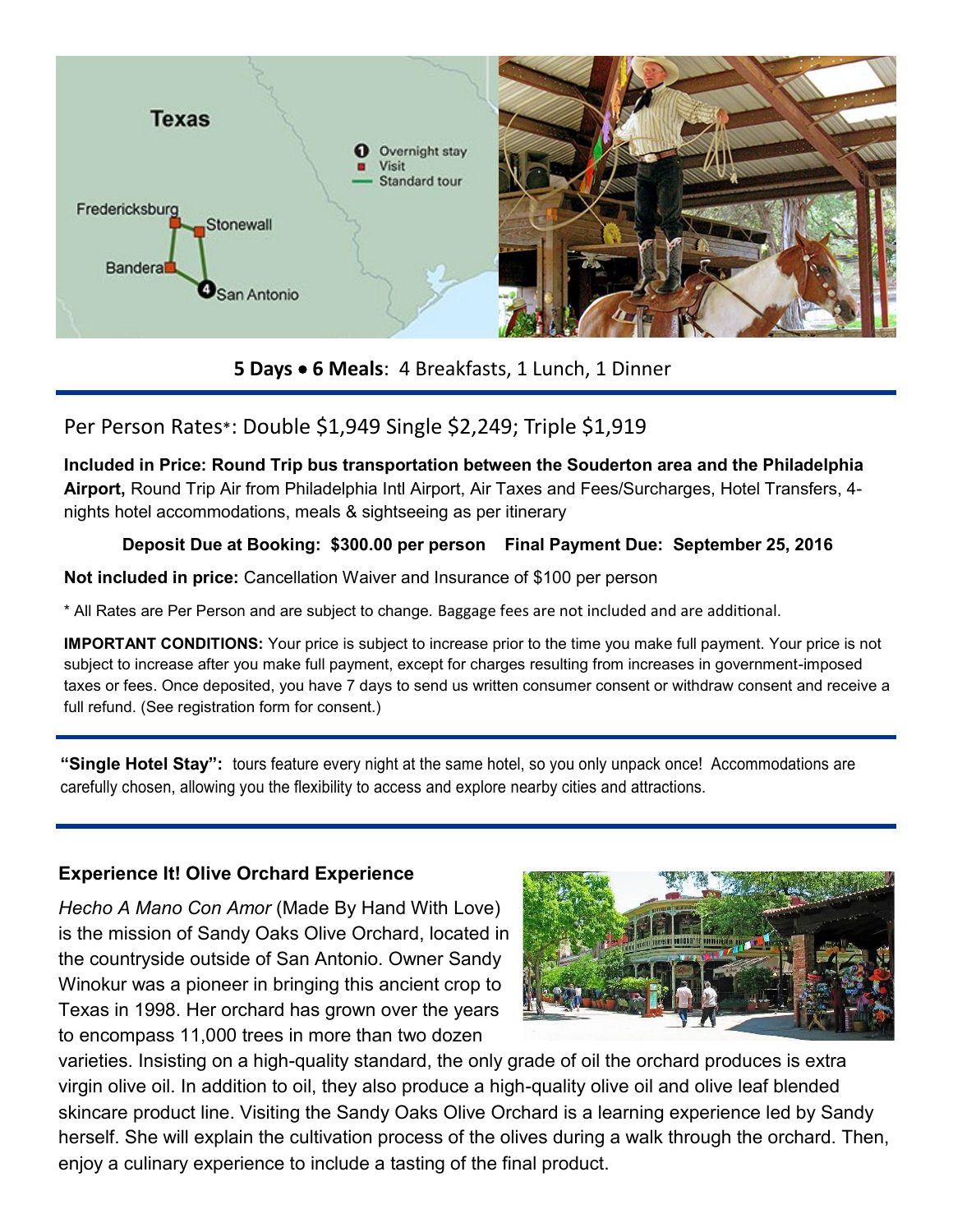**5 Days • 6 Meals**: 4 Breakfasts, 1 Lunch, 1 Dinner

Per Person Rates*: Double $1,949 Single $2,249; Triple $1,919

**Included in Price: Round Trip bus transportation between the Souderton area and the Philadelphia Airport,** Round Trip Air from Philadelphia Intl Airport, Air Taxes and Fees/Surcharges, Hotel Transfers, 4-nights hotel accommodations, meals & sightseeing as per itinerary

**Deposit Due at Booking: $300.00 per person   Final Payment Due: September 25, 2016**

**Not included in price:** Cancellation Waiver and Insurance of $100 per person

* All Rates are Per Person and are subject to change. Baggage fees are not included and are additional.

**IMPORTANT CONDITIONS:** Your price is subject to increase prior to the time you make full payment. Your price is not subject to increase after you make full payment, except for charges resulting from increases in government-imposed taxes or fees. Once deposited, you have 7 days to send us written consumer consent or withdraw consent and receive a full refund. (See registration form for consent.)

**"Single Hotel Stay":** tours feature every night at the same hotel, so you only unpack once! Accommodations are carefully chosen, allowing you the flexibility to access and explore nearby cities and attractions.

**Experience It! Olive Orchard Experience**

*Hecho A Mano Con Amor* (Made By Hand With Love) is the mission of Sandy Oaks Olive Orchard, located in the countryside outside of San Antonio. Owner Sandy Winokur was a pioneer in bringing this ancient crop to Texas in 1998. Her orchard has grown over the years to encompass 11,000 trees in more than two dozen varieties. Insisting on a high-quality standard, the only grade of oil the orchard produces is extra virgin olive oil. In addition to oil, they also produce a high-quality olive oil and olive leaf blended skincare product line. Visiting the Sandy Oaks Olive Orchard is a learning experience led by Sandy herself. She will explain the cultivation process of the olives during a walk through the orchard. Then, enjoy a culinary experience to include a tasting of the final product.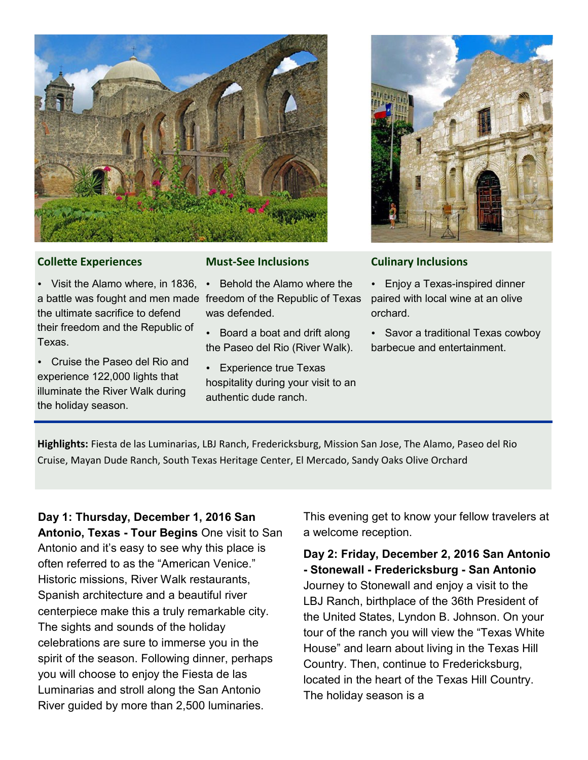### Collette Experiences

- Visit the Alamo where, in 1836, a battle was fought and men made the ultimate sacrifice to defend their freedom and the Republic of Texas.
- Cruise the Paseo del Rio and experience 122,000 lights that illuminate the River Walk during the holiday season.

### Must-See Inclusions

- Behold the Alamo where the freedom of the Republic of Texas was defended.
- Board a boat and drift along the Paseo del Rio (River Walk).
- Experience true Texas hospitality during your visit to an authentic dude ranch.

### Culinary Inclusions

- Enjoy a Texas-inspired dinner paired with local wine at an olive orchard.
- Savor a traditional Texas cowboy barbecue and entertainment.

**Highlights:** Fiesta de las Luminarias, LBJ Ranch, Fredericksburg, Mission San Jose, The Alamo, Paseo del Rio Cruise, Mayan Dude Ranch, South Texas Heritage Center, El Mercado, Sandy Oaks Olive Orchard

**Day 1: Thursday, December 1, 2016 San Antonio, Texas - Tour Begins** One visit to San Antonio and it's easy to see why this place is often referred to as the "American Venice." Historic missions, River Walk restaurants, Spanish architecture and a beautiful river centerpiece make this a truly remarkable city. The sights and sounds of the holiday celebrations are sure to immerse you in the spirit of the season. Following dinner, perhaps you will choose to enjoy the Fiesta de las Luminarias and stroll along the San Antonio River guided by more than 2,500 luminaries. This evening get to know your fellow travelers at a welcome reception.

**Day 2: Friday, December 2, 2016 San Antonio - Stonewall - Fredericksburg - San Antonio** Journey to Stonewall and enjoy a visit to the LBJ Ranch, birthplace of the 36th President of the United States, Lyndon B. Johnson. On your tour of the ranch you will view the "Texas White House" and learn about living in the Texas Hill Country. Then, continue to Fredericksburg, located in the heart of the Texas Hill Country. The holiday season is a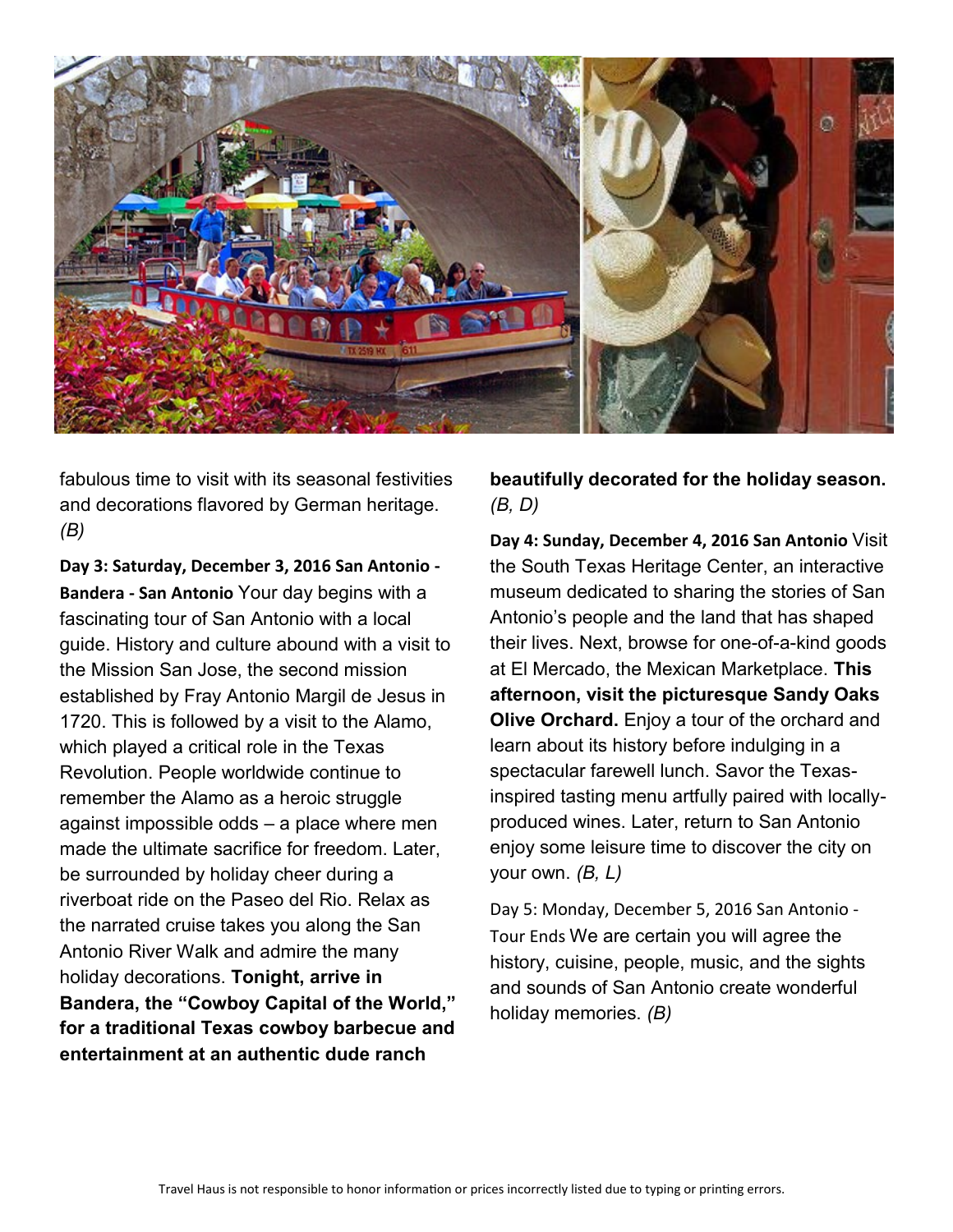fabulous time to visit with its seasonal festivities and decorations flavored by German heritage. *(B)*

**Day 3: Saturday, December 3, 2016 San Antonio - Bandera - San Antonio** Your day begins with a fascinating tour of San Antonio with a local guide. History and culture abound with a visit to the Mission San Jose, the second mission established by Fray Antonio Margil de Jesus in 1720. This is followed by a visit to the Alamo, which played a critical role in the Texas Revolution. People worldwide continue to remember the Alamo as a heroic struggle against impossible odds – a place where men made the ultimate sacrifice for freedom. Later, be surrounded by holiday cheer during a riverboat ride on the Paseo del Rio. Relax as the narrated cruise takes you along the San Antonio River Walk and admire the many holiday decorations. **Tonight, arrive in Bandera, the "Cowboy Capital of the World," for a traditional Texas cowboy barbecue and entertainment at an authentic dude ranch beautifully decorated for the holiday season.** *(B, D)*

**Day 4: Sunday, December 4, 2016 San Antonio** Visit the South Texas Heritage Center, an interactive museum dedicated to sharing the stories of San Antonio's people and the land that has shaped their lives. Next, browse for one-of-a-kind goods at El Mercado, the Mexican Marketplace. **This afternoon, visit the picturesque Sandy Oaks Olive Orchard.** Enjoy a tour of the orchard and learn about its history before indulging in a spectacular farewell lunch. Savor the Texas-inspired tasting menu artfully paired with locally-produced wines. Later, return to San Antonio enjoy some leisure time to discover the city on your own. *(B, L)*

Day 5: Monday, December 5, 2016 San Antonio - Tour Ends We are certain you will agree the history, cuisine, people, music, and the sights and sounds of San Antonio create wonderful holiday memories. *(B)*

Travel Haus is not responsible to honor information or prices incorrectly listed due to typing or printing errors.